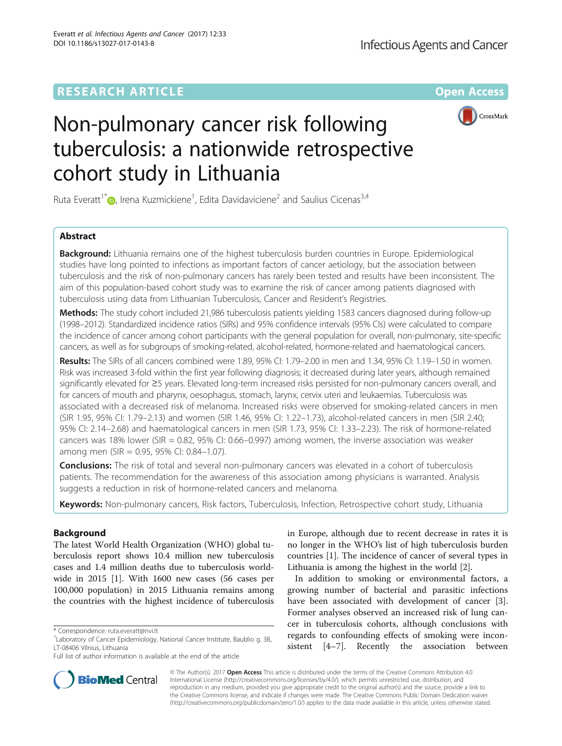RESEARCH ARTICLE

Open Access

# Non-pulmonary cancer risk following tuberculosis: a nationwide retrospective cohort study in Lithuania

Ruta Everatt[1*], Irena Kuzmickiene[1], Edita Davidaviciene[2] and Saulius Cicenas[3,4]

## Abstract

**Background:** Lithuania remains one of the highest tuberculosis burden countries in Europe. Epidemiological studies have long pointed to infections as important factors of cancer aetiology, but the association between tuberculosis and the risk of non-pulmonary cancers has rarely been tested and results have been inconsistent. The aim of this population-based cohort study was to examine the risk of cancer among patients diagnosed with tuberculosis using data from Lithuanian Tuberculosis, Cancer and Resident's Registries.

**Methods:** The study cohort included 21,986 tuberculosis patients yielding 1583 cancers diagnosed during follow-up (1998–2012). Standardized incidence ratios (SIRs) and 95% confidence intervals (95% CIs) were calculated to compare the incidence of cancer among cohort participants with the general population for overall, non-pulmonary, site-specific cancers, as well as for subgroups of smoking-related, alcohol-related, hormone-related and haematological cancers.

**Results:** The SIRs of all cancers combined were 1.89, 95% CI: 1.79–2.00 in men and 1.34, 95% CI: 1.19–1.50 in women. Risk was increased 3-fold within the first year following diagnosis; it decreased during later years, although remained significantly elevated for ≥5 years. Elevated long-term increased risks persisted for non-pulmonary cancers overall, and for cancers of mouth and pharynx, oesophagus, stomach, larynx, cervix uteri and leukaemias. Tuberculosis was associated with a decreased risk of melanoma. Increased risks were observed for smoking-related cancers in men (SIR 1.95, 95% CI: 1.79–2.13) and women (SIR 1.46, 95% CI: 1.22–1.73), alcohol-related cancers in men (SIR 2.40; 95% CI: 2.14–2.68) and haematological cancers in men (SIR 1.73, 95% CI: 1.33–2.23). The risk of hormone-related cancers was 18% lower (SIR = 0.82, 95% CI: 0.66–0.997) among women, the inverse association was weaker among men (SIR = 0.95, 95% CI: 0.84–1.07).

**Conclusions:** The risk of total and several non-pulmonary cancers was elevated in a cohort of tuberculosis patients. The recommendation for the awareness of this association among physicians is warranted. Analysis suggests a reduction in risk of hormone-related cancers and melanoma.

**Keywords:** Non-pulmonary cancers, Risk factors, Tuberculosis, Infection, Retrospective cohort study, Lithuania

## Background

The latest World Health Organization (WHO) global tuberculosis report shows 10.4 million new tuberculosis cases and 1.4 million deaths due to tuberculosis worldwide in 2015 [1]. With 1600 new cases (56 cases per 100,000 population) in 2015 Lithuania remains among the countries with the highest incidence of tuberculosis in Europe, although due to recent decrease in rates it is no longer in the WHO's list of high tuberculosis burden countries [1]. The incidence of cancer of several types in Lithuania is among the highest in the world [2].

In addition to smoking or environmental factors, a growing number of bacterial and parasitic infections have been associated with development of cancer [3]. Former analyses observed an increased risk of lung cancer in tuberculosis cohorts, although conclusions with regards to confounding effects of smoking were inconsistent [4–7]. Recently the association between

\* Correspondence: ruta.everatt@nvi.lt

[1]Laboratory of Cancer Epidemiology, National Cancer Institute, Baublio g. 3B, LT-08406 Vilnius, Lithuania

Full list of author information is available at the end of the article

© The Author(s). 2017 **Open Access** This article is distributed under the terms of the Creative Commons Attribution 4.0 International License (http://creativecommons.org/licenses/by/4.0/), which permits unrestricted use, distribution, and reproduction in any medium, provided you give appropriate credit to the original author(s) and the source, provide a link to the Creative Commons license, and indicate if changes were made. The Creative Commons Public Domain Dedication waiver (http://creativecommons.org/publicdomain/zero/1.0/) applies to the data made available in this article, unless otherwise stated.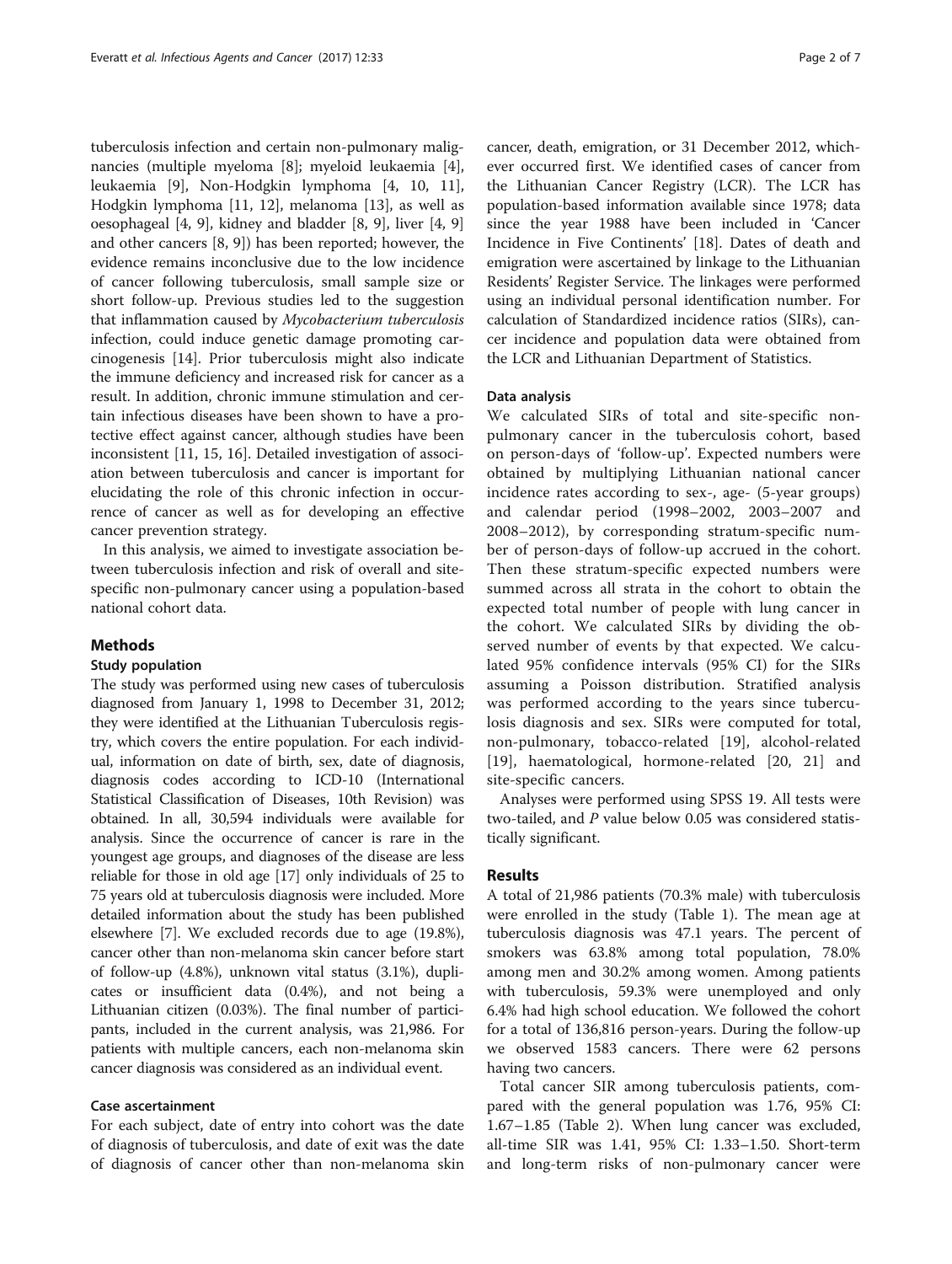tuberculosis infection and certain non-pulmonary malignancies (multiple myeloma [8]; myeloid leukaemia [4], leukaemia [9], Non-Hodgkin lymphoma [4, 10, 11], Hodgkin lymphoma [11, 12], melanoma [13], as well as oesophageal [4, 9], kidney and bladder [8, 9], liver [4, 9] and other cancers [8, 9]) has been reported; however, the evidence remains inconclusive due to the low incidence of cancer following tuberculosis, small sample size or short follow-up. Previous studies led to the suggestion that inflammation caused by *Mycobacterium tuberculosis* infection, could induce genetic damage promoting carcinogenesis [14]. Prior tuberculosis might also indicate the immune deficiency and increased risk for cancer as a result. In addition, chronic immune stimulation and certain infectious diseases have been shown to have a protective effect against cancer, although studies have been inconsistent [11, 15, 16]. Detailed investigation of association between tuberculosis and cancer is important for elucidating the role of this chronic infection in occurrence of cancer as well as for developing an effective cancer prevention strategy.

In this analysis, we aimed to investigate association between tuberculosis infection and risk of overall and site-specific non-pulmonary cancer using a population-based national cohort data.

## Methods

### Study population

The study was performed using new cases of tuberculosis diagnosed from January 1, 1998 to December 31, 2012; they were identified at the Lithuanian Tuberculosis registry, which covers the entire population. For each individual, information on date of birth, sex, date of diagnosis, diagnosis codes according to ICD-10 (International Statistical Classification of Diseases, 10th Revision) was obtained. In all, 30,594 individuals were available for analysis. Since the occurrence of cancer is rare in the youngest age groups, and diagnoses of the disease are less reliable for those in old age [17] only individuals of 25 to 75 years old at tuberculosis diagnosis were included. More detailed information about the study has been published elsewhere [7]. We excluded records due to age (19.8%), cancer other than non-melanoma skin cancer before start of follow-up (4.8%), unknown vital status (3.1%), duplicates or insufficient data (0.4%), and not being a Lithuanian citizen (0.03%). The final number of participants, included in the current analysis, was 21,986. For patients with multiple cancers, each non-melanoma skin cancer diagnosis was considered as an individual event.

### Case ascertainment

For each subject, date of entry into cohort was the date of diagnosis of tuberculosis, and date of exit was the date of diagnosis of cancer other than non-melanoma skin cancer, death, emigration, or 31 December 2012, whichever occurred first. We identified cases of cancer from the Lithuanian Cancer Registry (LCR). The LCR has population-based information available since 1978; data since the year 1988 have been included in 'Cancer Incidence in Five Continents' [18]. Dates of death and emigration were ascertained by linkage to the Lithuanian Residents' Register Service. The linkages were performed using an individual personal identification number. For calculation of Standardized incidence ratios (SIRs), cancer incidence and population data were obtained from the LCR and Lithuanian Department of Statistics.

### Data analysis

We calculated SIRs of total and site-specific non-pulmonary cancer in the tuberculosis cohort, based on person-days of 'follow-up'. Expected numbers were obtained by multiplying Lithuanian national cancer incidence rates according to sex-, age- (5-year groups) and calendar period (1998–2002, 2003–2007 and 2008–2012), by corresponding stratum-specific number of person-days of follow-up accrued in the cohort. Then these stratum-specific expected numbers were summed across all strata in the cohort to obtain the expected total number of people with lung cancer in the cohort. We calculated SIRs by dividing the observed number of events by that expected. We calculated 95% confidence intervals (95% CI) for the SIRs assuming a Poisson distribution. Stratified analysis was performed according to the years since tuberculosis diagnosis and sex. SIRs were computed for total, non-pulmonary, tobacco-related [19], alcohol-related [19], haematological, hormone-related [20, 21] and site-specific cancers.

Analyses were performed using SPSS 19. All tests were two-tailed, and $P$ value below 0.05 was considered statistically significant.

## Results

A total of 21,986 patients (70.3% male) with tuberculosis were enrolled in the study (Table 1). The mean age at tuberculosis diagnosis was 47.1 years. The percent of smokers was 63.8% among total population, 78.0% among men and 30.2% among women. Among patients with tuberculosis, 59.3% were unemployed and only 6.4% had high school education. We followed the cohort for a total of 136,816 person-years. During the follow-up we observed 1583 cancers. There were 62 persons having two cancers.

Total cancer SIR among tuberculosis patients, compared with the general population was 1.76, 95% CI: 1.67–1.85 (Table 2). When lung cancer was excluded, all-time SIR was 1.41, 95% CI: 1.33–1.50. Short-term and long-term risks of non-pulmonary cancer were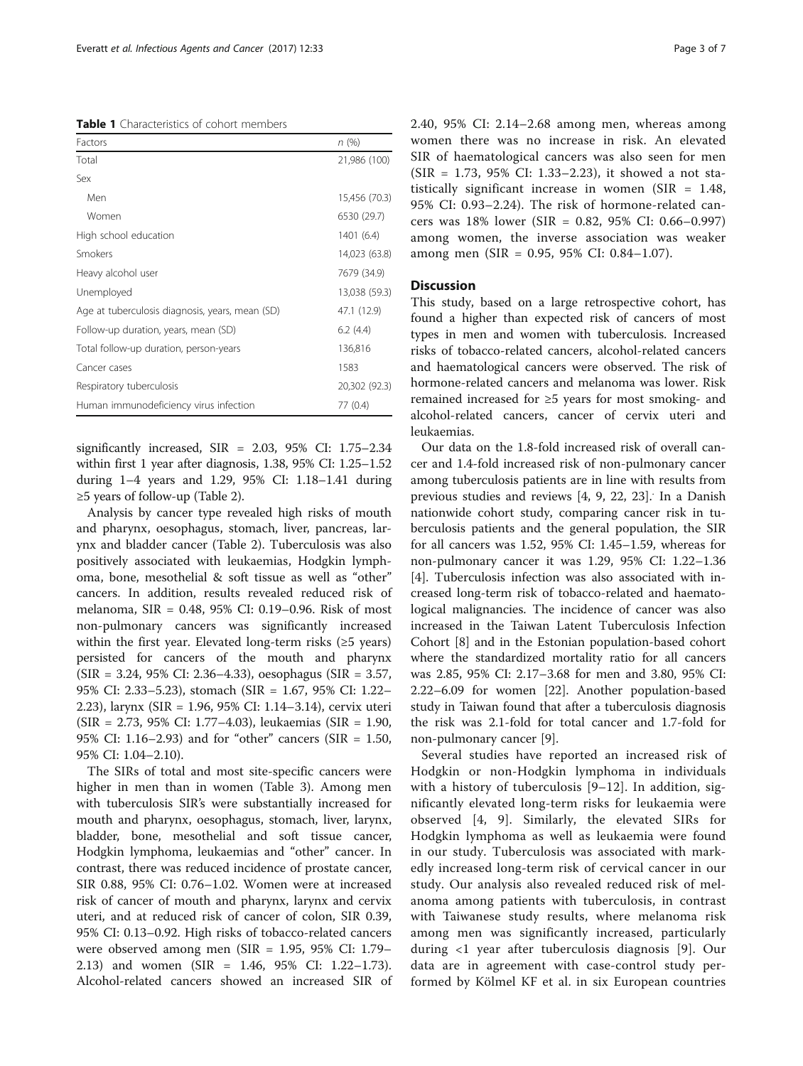**Table 1** Characteristics of cohort members

| Factors | n (%) |
|---|---|
| Total | 21,986 (100) |
| Sex | |
| Men | 15,456 (70.3) |
| Women | 6530 (29.7) |
| High school education | 1401 (6.4) |
| Smokers | 14,023 (63.8) |
| Heavy alcohol user | 7679 (34.9) |
| Unemployed | 13,038 (59.3) |
| Age at tuberculosis diagnosis, years, mean (SD) | 47.1 (12.9) |
| Follow-up duration, years, mean (SD) | 6.2 (4.4) |
| Total follow-up duration, person-years | 136,816 |
| Cancer cases | 1583 |
| Respiratory tuberculosis | 20,302 (92.3) |
| Human immunodeficiency virus infection | 77 (0.4) |

significantly increased, SIR = 2.03, 95% CI: 1.75–2.34 within first 1 year after diagnosis, 1.38, 95% CI: 1.25–1.52 during 1–4 years and 1.29, 95% CI: 1.18–1.41 during ≥5 years of follow-up (Table 2).

Analysis by cancer type revealed high risks of mouth and pharynx, oesophagus, stomach, liver, pancreas, larynx and bladder cancer (Table 2). Tuberculosis was also positively associated with leukaemias, Hodgkin lymphoma, bone, mesothelial & soft tissue as well as "other" cancers. In addition, results revealed reduced risk of melanoma, SIR = 0.48, 95% CI: 0.19–0.96. Risk of most non-pulmonary cancers was significantly increased within the first year. Elevated long-term risks (≥5 years) persisted for cancers of the mouth and pharynx (SIR = 3.24, 95% CI: 2.36–4.33), oesophagus (SIR = 3.57, 95% CI: 2.33–5.23), stomach (SIR = 1.67, 95% CI: 1.22–2.23), larynx (SIR = 1.96, 95% CI: 1.14–3.14), cervix uteri (SIR = 2.73, 95% CI: 1.77–4.03), leukaemias (SIR = 1.90, 95% CI: 1.16–2.93) and for "other" cancers (SIR = 1.50, 95% CI: 1.04–2.10).

The SIRs of total and most site-specific cancers were higher in men than in women (Table 3). Among men with tuberculosis SIR's were substantially increased for mouth and pharynx, oesophagus, stomach, liver, larynx, bladder, bone, mesothelial and soft tissue cancer, Hodgkin lymphoma, leukaemias and "other" cancer. In contrast, there was reduced incidence of prostate cancer, SIR 0.88, 95% CI: 0.76–1.02. Women were at increased risk of cancer of mouth and pharynx, larynx and cervix uteri, and at reduced risk of cancer of colon, SIR 0.39, 95% CI: 0.13–0.92. High risks of tobacco-related cancers were observed among men (SIR = 1.95, 95% CI: 1.79–2.13) and women (SIR = 1.46, 95% CI: 1.22–1.73). Alcohol-related cancers showed an increased SIR of 2.40, 95% CI: 2.14–2.68 among men, whereas among women there was no increase in risk. An elevated SIR of haematological cancers was also seen for men (SIR = 1.73, 95% CI: 1.33–2.23), it showed a not statistically significant increase in women (SIR = 1.48, 95% CI: 0.93–2.24). The risk of hormone-related cancers was 18% lower (SIR = 0.82, 95% CI: 0.66–0.997) among women, the inverse association was weaker among men (SIR = 0.95, 95% CI: 0.84–1.07).

## Discussion

This study, based on a large retrospective cohort, has found a higher than expected risk of cancers of most types in men and women with tuberculosis. Increased risks of tobacco-related cancers, alcohol-related cancers and haematological cancers were observed. The risk of hormone-related cancers and melanoma was lower. Risk remained increased for ≥5 years for most smoking- and alcohol-related cancers, cancer of cervix uteri and leukaemias.

Our data on the 1.8-fold increased risk of overall cancer and 1.4-fold increased risk of non-pulmonary cancer among tuberculosis patients are in line with results from previous studies and reviews [4, 9, 22, 23]. In a Danish nationwide cohort study, comparing cancer risk in tuberculosis patients and the general population, the SIR for all cancers was 1.52, 95% CI: 1.45–1.59, whereas for non-pulmonary cancer it was 1.29, 95% CI: 1.22–1.36 [4]. Tuberculosis infection was also associated with increased long-term risk of tobacco-related and haematological malignancies. The incidence of cancer was also increased in the Taiwan Latent Tuberculosis Infection Cohort [8] and in the Estonian population-based cohort where the standardized mortality ratio for all cancers was 2.85, 95% CI: 2.17–3.68 for men and 3.80, 95% CI: 2.22–6.09 for women [22]. Another population-based study in Taiwan found that after a tuberculosis diagnosis the risk was 2.1-fold for total cancer and 1.7-fold for non-pulmonary cancer [9].

Several studies have reported an increased risk of Hodgkin or non-Hodgkin lymphoma in individuals with a history of tuberculosis [9–12]. In addition, significantly elevated long-term risks for leukaemia were observed [4, 9]. Similarly, the elevated SIRs for Hodgkin lymphoma as well as leukaemia were found in our study. Tuberculosis was associated with markedly increased long-term risk of cervical cancer in our study. Our analysis also revealed reduced risk of melanoma among patients with tuberculosis, in contrast with Taiwanese study results, where melanoma risk among men was significantly increased, particularly during <1 year after tuberculosis diagnosis [9]. Our data are in agreement with case-control study performed by Kölmel KF et al. in six European countries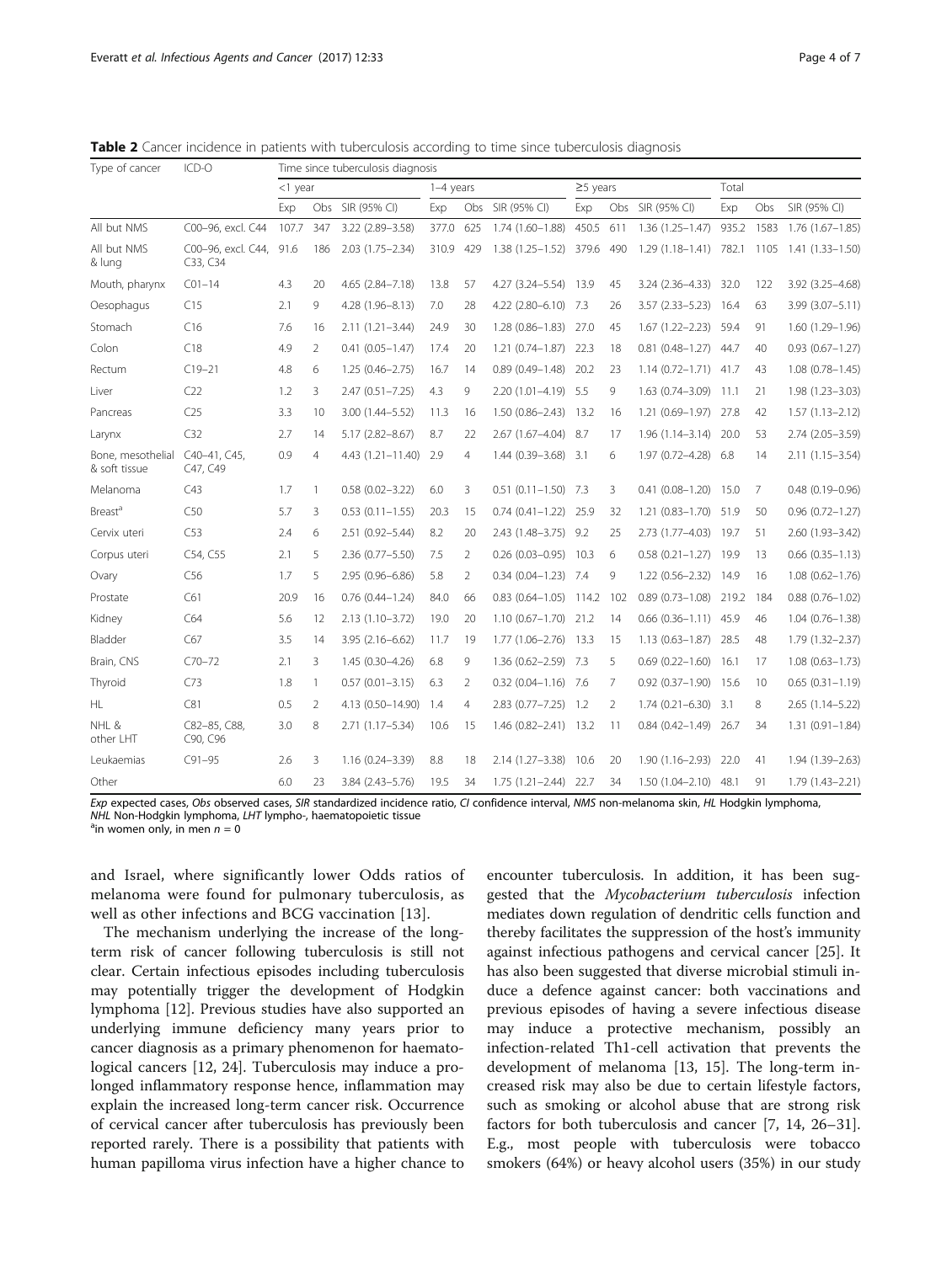**Table 2** Cancer incidence in patients with tuberculosis according to time since tuberculosis diagnosis

| Type of cancer | ICD-O | Time since tuberculosis diagnosis | | | | | | | | | | | |
|---|---|---|---|---|---|---|---|---|---|---|---|---|---|
| | | <1 year | | | 1–4 years | | | ≥5 years | | | Total | | |
| | | Exp | Obs | SIR (95% CI) | Exp | Obs | SIR (95% CI) | Exp | Obs | SIR (95% CI) | Exp | Obs | SIR (95% CI) |
| All but NMS | C00–96, excl. C44 | 107.7 | 347 | 3.22 (2.89–3.58) | 377.0 | 625 | 1.74 (1.60–1.88) | 450.5 | 611 | 1.36 (1.25–1.47) | 935.2 | 1583 | 1.76 (1.67–1.85) |
| All but NMS & lung | C00–96, excl. C44, C33, C34 | 91.6 | 186 | 2.03 (1.75–2.34) | 310.9 | 429 | 1.38 (1.25–1.52) | 379.6 | 490 | 1.29 (1.18–1.41) | 782.1 | 1105 | 1.41 (1.33–1.50) |
| Mouth, pharynx | C01–14 | 4.3 | 20 | 4.65 (2.84–7.18) | 13.8 | 57 | 4.27 (3.24–5.54) | 13.9 | 45 | 3.24 (2.36–4.33) | 32.0 | 122 | 3.92 (3.25–4.68) |
| Oesophagus | C15 | 2.1 | 9 | 4.28 (1.96–8.13) | 7.0 | 28 | 4.22 (2.80–6.10) | 7.3 | 26 | 3.57 (2.33–5.23) | 16.4 | 63 | 3.99 (3.07–5.11) |
| Stomach | C16 | 7.6 | 16 | 2.11 (1.21–3.44) | 24.9 | 30 | 1.28 (0.86–1.83) | 27.0 | 45 | 1.67 (1.22–2.23) | 59.4 | 91 | 1.60 (1.29–1.96) |
| Colon | C18 | 4.9 | 2 | 0.41 (0.05–1.47) | 17.4 | 20 | 1.21 (0.74–1.87) | 22.3 | 18 | 0.81 (0.48–1.27) | 44.7 | 40 | 0.93 (0.67–1.27) |
| Rectum | C19–21 | 4.8 | 6 | 1.25 (0.46–2.75) | 16.7 | 14 | 0.89 (0.49–1.48) | 20.2 | 23 | 1.14 (0.72–1.71) | 41.7 | 43 | 1.08 (0.78–1.45) |
| Liver | C22 | 1.2 | 3 | 2.47 (0.51–7.25) | 4.3 | 9 | 2.20 (1.01–4.19) | 5.5 | 9 | 1.63 (0.74–3.09) | 11.1 | 21 | 1.98 (1.23–3.03) |
| Pancreas | C25 | 3.3 | 10 | 3.00 (1.44–5.52) | 11.3 | 16 | 1.50 (0.86–2.43) | 13.2 | 16 | 1.21 (0.69–1.97) | 27.8 | 42 | 1.57 (1.13–2.12) |
| Larynx | C32 | 2.7 | 14 | 5.17 (2.82–8.67) | 8.7 | 22 | 2.67 (1.67–4.04) | 8.7 | 17 | 1.96 (1.14–3.14) | 20.0 | 53 | 2.74 (2.05–3.59) |
| Bone, mesothelial & soft tissue | C40–41, C45, C47, C49 | 0.9 | 4 | 4.43 (1.21–11.40) | 2.9 | 4 | 1.44 (0.39–3.68) | 3.1 | 6 | 1.97 (0.72–4.28) | 6.8 | 14 | 2.11 (1.15–3.54) |
| Melanoma | C43 | 1.7 | 1 | 0.58 (0.02–3.22) | 6.0 | 3 | 0.51 (0.11–1.50) | 7.3 | 3 | 0.41 (0.08–1.20) | 15.0 | 7 | 0.48 (0.19–0.96) |
| Breast[a] | C50 | 5.7 | 3 | 0.53 (0.11–1.55) | 20.3 | 15 | 0.74 (0.41–1.22) | 25.9 | 32 | 1.21 (0.83–1.70) | 51.9 | 50 | 0.96 (0.72–1.27) |
| Cervix uteri | C53 | 2.4 | 6 | 2.51 (0.92–5.44) | 8.2 | 20 | 2.43 (1.48–3.75) | 9.2 | 25 | 2.73 (1.77–4.03) | 19.7 | 51 | 2.60 (1.93–3.42) |
| Corpus uteri | C54, C55 | 2.1 | 5 | 2.36 (0.77–5.50) | 7.5 | 2 | 0.26 (0.03–0.95) | 10.3 | 6 | 0.58 (0.21–1.27) | 19.9 | 13 | 0.66 (0.35–1.13) |
| Ovary | C56 | 1.7 | 5 | 2.95 (0.96–6.86) | 5.8 | 2 | 0.34 (0.04–1.23) | 7.4 | 9 | 1.22 (0.56–2.32) | 14.9 | 16 | 1.08 (0.62–1.76) |
| Prostate | C61 | 20.9 | 16 | 0.76 (0.44–1.24) | 84.0 | 66 | 0.83 (0.64–1.05) | 114.2 | 102 | 0.89 (0.73–1.08) | 219.2 | 184 | 0.88 (0.76–1.02) |
| Kidney | C64 | 5.6 | 12 | 2.13 (1.10–3.72) | 19.0 | 20 | 1.10 (0.67–1.70) | 21.2 | 14 | 0.66 (0.36–1.11) | 45.9 | 46 | 1.04 (0.76–1.38) |
| Bladder | C67 | 3.5 | 14 | 3.95 (2.16–6.62) | 11.7 | 19 | 1.77 (1.06–2.76) | 13.3 | 15 | 1.13 (0.63–1.87) | 28.5 | 48 | 1.79 (1.32–2.37) |
| Brain, CNS | C70–72 | 2.1 | 3 | 1.45 (0.30–4.26) | 6.8 | 9 | 1.36 (0.62–2.59) | 7.3 | 5 | 0.69 (0.22–1.60) | 16.1 | 17 | 1.08 (0.63–1.73) |
| Thyroid | C73 | 1.8 | 1 | 0.57 (0.01–3.15) | 6.3 | 2 | 0.32 (0.04–1.16) | 7.6 | 7 | 0.92 (0.37–1.90) | 15.6 | 10 | 0.65 (0.31–1.19) |
| HL | C81 | 0.5 | 2 | 4.13 (0.50–14.90) | 1.4 | 4 | 2.83 (0.77–7.25) | 1.2 | 2 | 1.74 (0.21–6.30) | 3.1 | 8 | 2.65 (1.14–5.22) |
| NHL & other LHT | C82–85, C88, C90, C96 | 3.0 | 8 | 2.71 (1.17–5.34) | 10.6 | 15 | 1.46 (0.82–2.41) | 13.2 | 11 | 0.84 (0.42–1.49) | 26.7 | 34 | 1.31 (0.91–1.84) |
| Leukaemias | C91–95 | 2.6 | 3 | 1.16 (0.24–3.39) | 8.8 | 18 | 2.14 (1.27–3.38) | 10.6 | 20 | 1.90 (1.16–2.93) | 22.0 | 41 | 1.94 (1.39–2.63) |
| Other | | 6.0 | 23 | 3.84 (2.43–5.76) | 19.5 | 34 | 1.75 (1.21–2.44) | 22.7 | 34 | 1.50 (1.04–2.10) | 48.1 | 91 | 1.79 (1.43–2.21) |

*Exp* expected cases, *Obs* observed cases, *SIR* standardized incidence ratio, *CI* confidence interval, *NMS* non-melanoma skin, *HL* Hodgkin lymphoma, *NHL* Non-Hodgkin lymphoma, *LHT* lympho-, haematopoietic tissue
[a]in women only, in men $n = 0$

and Israel, where significantly lower Odds ratios of melanoma were found for pulmonary tuberculosis, as well as other infections and BCG vaccination [13].

The mechanism underlying the increase of the long-term risk of cancer following tuberculosis is still not clear. Certain infectious episodes including tuberculosis may potentially trigger the development of Hodgkin lymphoma [12]. Previous studies have also supported an underlying immune deficiency many years prior to cancer diagnosis as a primary phenomenon for haematological cancers [12, 24]. Tuberculosis may induce a prolonged inflammatory response hence, inflammation may explain the increased long-term cancer risk. Occurrence of cervical cancer after tuberculosis has previously been reported rarely. There is a possibility that patients with human papilloma virus infection have a higher chance to encounter tuberculosis. In addition, it has been suggested that the *Mycobacterium tuberculosis* infection mediates down regulation of dendritic cells function and thereby facilitates the suppression of the host's immunity against infectious pathogens and cervical cancer [25]. It has also been suggested that diverse microbial stimuli induce a defence against cancer: both vaccinations and previous episodes of having a severe infectious disease may induce a protective mechanism, possibly an infection-related Th1-cell activation that prevents the development of melanoma [13, 15]. The long-term increased risk may also be due to certain lifestyle factors, such as smoking or alcohol abuse that are strong risk factors for both tuberculosis and cancer [7, 14, 26–31]. E.g., most people with tuberculosis were tobacco smokers (64%) or heavy alcohol users (35%) in our study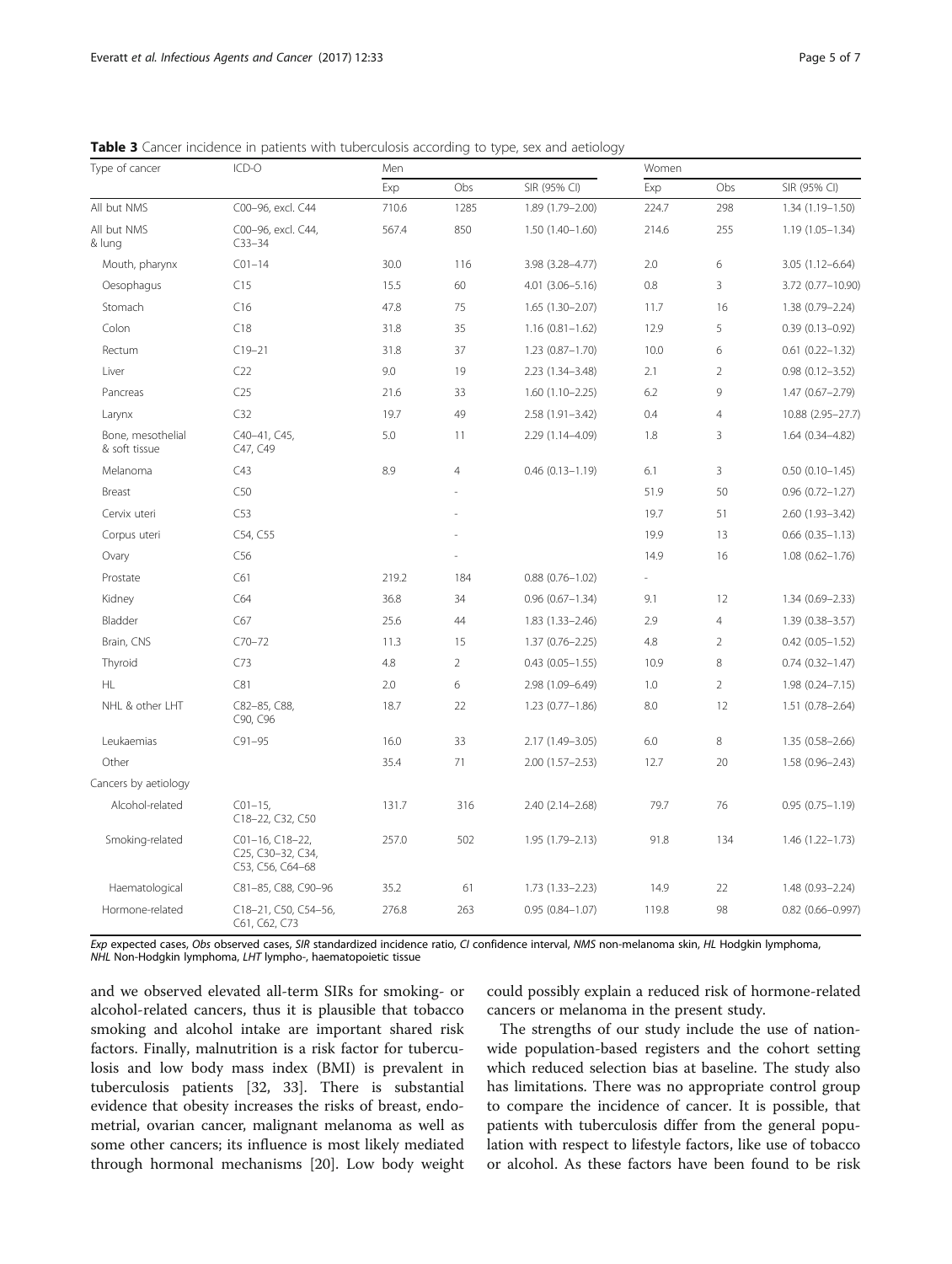**Table 3** Cancer incidence in patients with tuberculosis according to type, sex and aetiology

| Type of cancer | ICD-O | Men | | | Women | | |
|---|---|---|---|---|---|---|---|
| | | Exp | Obs | SIR (95% CI) | Exp | Obs | SIR (95% CI) |
| All but NMS | C00–96, excl. C44 | 710.6 | 1285 | 1.89 (1.79–2.00) | 224.7 | 298 | 1.34 (1.19–1.50) |
| All but NMS & lung | C00–96, excl. C44, C33–34 | 567.4 | 850 | 1.50 (1.40–1.60) | 214.6 | 255 | 1.19 (1.05–1.34) |
| Mouth, pharynx | C01–14 | 30.0 | 116 | 3.98 (3.28–4.77) | 2.0 | 6 | 3.05 (1.12–6.64) |
| Oesophagus | C15 | 15.5 | 60 | 4.01 (3.06–5.16) | 0.8 | 3 | 3.72 (0.77–10.90) |
| Stomach | C16 | 47.8 | 75 | 1.65 (1.30–2.07) | 11.7 | 16 | 1.38 (0.79–2.24) |
| Colon | C18 | 31.8 | 35 | 1.16 (0.81–1.62) | 12.9 | 5 | 0.39 (0.13–0.92) |
| Rectum | C19–21 | 31.8 | 37 | 1.23 (0.87–1.70) | 10.0 | 6 | 0.61 (0.22–1.32) |
| Liver | C22 | 9.0 | 19 | 2.23 (1.34–3.48) | 2.1 | 2 | 0.98 (0.12–3.52) |
| Pancreas | C25 | 21.6 | 33 | 1.60 (1.10–2.25) | 6.2 | 9 | 1.47 (0.67–2.79) |
| Larynx | C32 | 19.7 | 49 | 2.58 (1.91–3.42) | 0.4 | 4 | 10.88 (2.95–27.7) |
| Bone, mesothelial & soft tissue | C40–41, C45, C47, C49 | 5.0 | 11 | 2.29 (1.14–4.09) | 1.8 | 3 | 1.64 (0.34–4.82) |
| Melanoma | C43 | 8.9 | 4 | 0.46 (0.13–1.19) | 6.1 | 3 | 0.50 (0.10–1.45) |
| Breast | C50 | | - | | 51.9 | 50 | 0.96 (0.72–1.27) |
| Cervix uteri | C53 | | - | | 19.7 | 51 | 2.60 (1.93–3.42) |
| Corpus uteri | C54, C55 | | - | | 19.9 | 13 | 0.66 (0.35–1.13) |
| Ovary | C56 | | - | | 14.9 | 16 | 1.08 (0.62–1.76) |
| Prostate | C61 | 219.2 | 184 | 0.88 (0.76–1.02) | - | | |
| Kidney | C64 | 36.8 | 34 | 0.96 (0.67–1.34) | 9.1 | 12 | 1.34 (0.69–2.33) |
| Bladder | C67 | 25.6 | 44 | 1.83 (1.33–2.46) | 2.9 | 4 | 1.39 (0.38–3.57) |
| Brain, CNS | C70–72 | 11.3 | 15 | 1.37 (0.76–2.25) | 4.8 | 2 | 0.42 (0.05–1.52) |
| Thyroid | C73 | 4.8 | 2 | 0.43 (0.05–1.55) | 10.9 | 8 | 0.74 (0.32–1.47) |
| HL | C81 | 2.0 | 6 | 2.98 (1.09–6.49) | 1.0 | 2 | 1.98 (0.24–7.15) |
| NHL & other LHT | C82–85, C88, C90, C96 | 18.7 | 22 | 1.23 (0.77–1.86) | 8.0 | 12 | 1.51 (0.78–2.64) |
| Leukaemias | C91–95 | 16.0 | 33 | 2.17 (1.49–3.05) | 6.0 | 8 | 1.35 (0.58–2.66) |
| Other | | 35.4 | 71 | 2.00 (1.57–2.53) | 12.7 | 20 | 1.58 (0.96–2.43) |
| Cancers by aetiology | | | | | | | |
| Alcohol-related | C01–15, C18–22, C32, C50 | 131.7 | 316 | 2.40 (2.14–2.68) | 79.7 | 76 | 0.95 (0.75–1.19) |
| Smoking-related | C01–16, C18–22, C25, C30–32, C34, C53, C56, C64–68 | 257.0 | 502 | 1.95 (1.79–2.13) | 91.8 | 134 | 1.46 (1.22–1.73) |
| Haematological | C81–85, C88, C90–96 | 35.2 | 61 | 1.73 (1.33–2.23) | 14.9 | 22 | 1.48 (0.93–2.24) |
| Hormone-related | C18–21, C50, C54–56, C61, C62, C73 | 276.8 | 263 | 0.95 (0.84–1.07) | 119.8 | 98 | 0.82 (0.66–0.997) |

*Exp* expected cases, *Obs* observed cases, *SIR* standardized incidence ratio, *CI* confidence interval, *NMS* non-melanoma skin, *HL* Hodgkin lymphoma, *NHL* Non-Hodgkin lymphoma, *LHT* lympho-, haematopoietic tissue

and we observed elevated all-term SIRs for smoking- or alcohol-related cancers, thus it is plausible that tobacco smoking and alcohol intake are important shared risk factors. Finally, malnutrition is a risk factor for tuberculosis and low body mass index (BMI) is prevalent in tuberculosis patients [32, 33]. There is substantial evidence that obesity increases the risks of breast, endometrial, ovarian cancer, malignant melanoma as well as some other cancers; its influence is most likely mediated through hormonal mechanisms [20]. Low body weight could possibly explain a reduced risk of hormone-related cancers or melanoma in the present study.

The strengths of our study include the use of nationwide population-based registers and the cohort setting which reduced selection bias at baseline. The study also has limitations. There was no appropriate control group to compare the incidence of cancer. It is possible, that patients with tuberculosis differ from the general population with respect to lifestyle factors, like use of tobacco or alcohol. As these factors have been found to be risk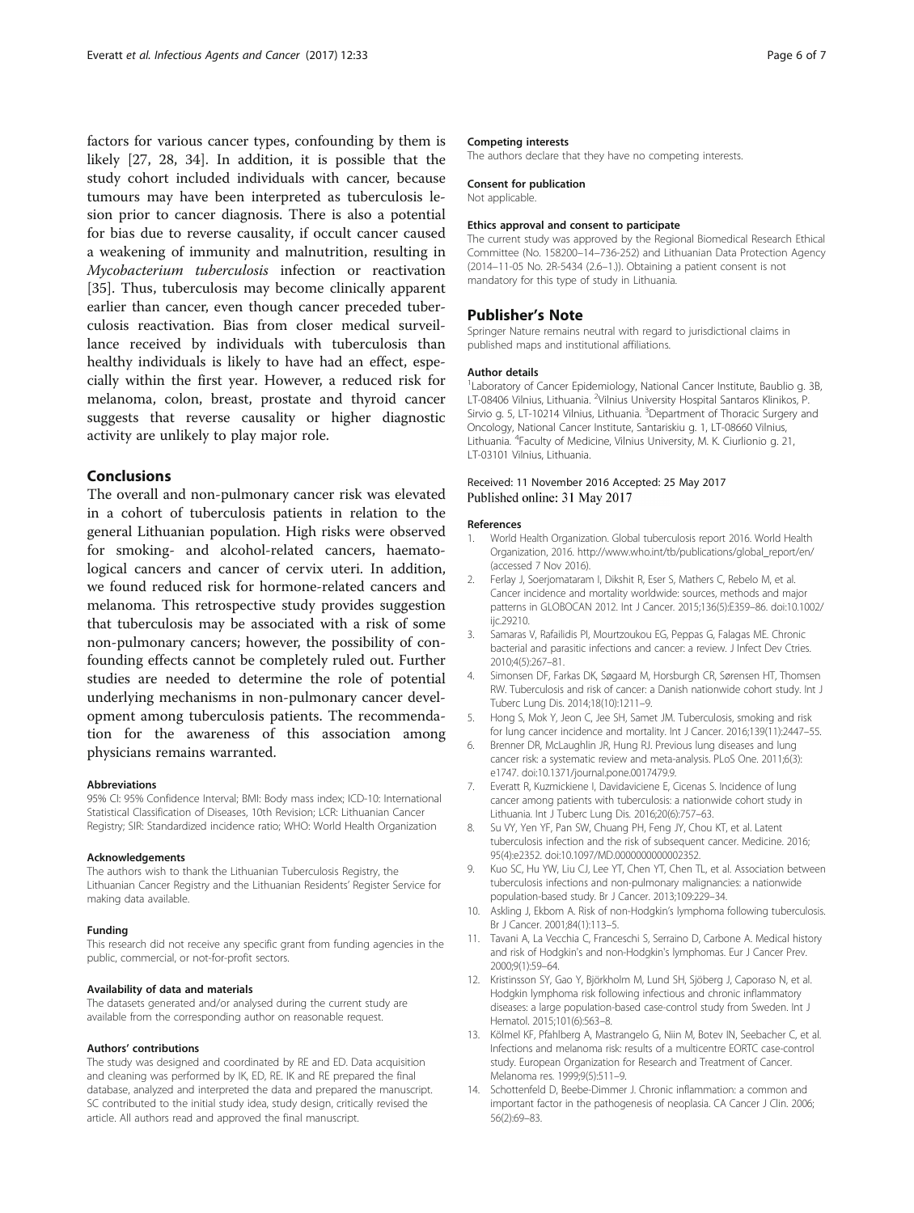factors for various cancer types, confounding by them is likely [27, 28, 34]. In addition, it is possible that the study cohort included individuals with cancer, because tumours may have been interpreted as tuberculosis lesion prior to cancer diagnosis. There is also a potential for bias due to reverse causality, if occult cancer caused a weakening of immunity and malnutrition, resulting in *Mycobacterium tuberculosis* infection or reactivation [35]. Thus, tuberculosis may become clinically apparent earlier than cancer, even though cancer preceded tuberculosis reactivation. Bias from closer medical surveillance received by individuals with tuberculosis than healthy individuals is likely to have had an effect, especially within the first year. However, a reduced risk for melanoma, colon, breast, prostate and thyroid cancer suggests that reverse causality or higher diagnostic activity are unlikely to play major role.

## Conclusions

The overall and non-pulmonary cancer risk was elevated in a cohort of tuberculosis patients in relation to the general Lithuanian population. High risks were observed for smoking- and alcohol-related cancers, haematological cancers and cancer of cervix uteri. In addition, we found reduced risk for hormone-related cancers and melanoma. This retrospective study provides suggestion that tuberculosis may be associated with a risk of some non-pulmonary cancers; however, the possibility of confounding effects cannot be completely ruled out. Further studies are needed to determine the role of potential underlying mechanisms in non-pulmonary cancer development among tuberculosis patients. The recommendation for the awareness of this association among physicians remains warranted.

#### Abbreviations

95% CI: 95% Confidence Interval; BMI: Body mass index; ICD-10: International Statistical Classification of Diseases, 10th Revision; LCR: Lithuanian Cancer Registry; SIR: Standardized incidence ratio; WHO: World Health Organization

#### Acknowledgements

The authors wish to thank the Lithuanian Tuberculosis Registry, the Lithuanian Cancer Registry and the Lithuanian Residents' Register Service for making data available.

#### Funding

This research did not receive any specific grant from funding agencies in the public, commercial, or not-for-profit sectors.

#### Availability of data and materials

The datasets generated and/or analysed during the current study are available from the corresponding author on reasonable request.

#### Authors' contributions

The study was designed and coordinated by RE and ED. Data acquisition and cleaning was performed by IK, ED, RE. IK and RE prepared the final database, analyzed and interpreted the data and prepared the manuscript. SC contributed to the initial study idea, study design, critically revised the article. All authors read and approved the final manuscript.

#### Competing interests

The authors declare that they have no competing interests.

#### Consent for publication

Not applicable.

#### Ethics approval and consent to participate

The current study was approved by the Regional Biomedical Research Ethical Committee (No. 158200–14–736-252) and Lithuanian Data Protection Agency (2014–11-05 No. 2R-5434 (2.6–1.)). Obtaining a patient consent is not mandatory for this type of study in Lithuania.

## Publisher's Note

Springer Nature remains neutral with regard to jurisdictional claims in published maps and institutional affiliations.

#### Author details

[1]Laboratory of Cancer Epidemiology, National Cancer Institute, Baublio g. 3B, LT-08406 Vilnius, Lithuania. [2]Vilnius University Hospital Santaros Klinikos, P. Sirvio g. 5, LT-10214 Vilnius, Lithuania. [3]Department of Thoracic Surgery and Oncology, National Cancer Institute, Santariskiu g. 1, LT-08660 Vilnius, Lithuania. [4]Faculty of Medicine, Vilnius University, M. K. Ciurlionio g. 21, LT-03101 Vilnius, Lithuania.

Received: 11 November 2016 Accepted: 25 May 2017
Published online: 31 May 2017

#### References

1. World Health Organization. Global tuberculosis report 2016. World Health Organization, 2016. http://www.who.int/tb/publications/global_report/en/ (accessed 7 Nov 2016).
2. Ferlay J, Soerjomataram I, Dikshit R, Eser S, Mathers C, Rebelo M, et al. Cancer incidence and mortality worldwide: sources, methods and major patterns in GLOBOCAN 2012. Int J Cancer. 2015;136(5):E359–86. doi:10.1002/ijc.29210.
3. Samaras V, Rafailidis PI, Mourtzoukou EG, Peppas G, Falagas ME. Chronic bacterial and parasitic infections and cancer: a review. J Infect Dev Ctries. 2010;4(5):267–81.
4. Simonsen DF, Farkas DK, Søgaard M, Horsburgh CR, Sørensen HT, Thomsen RW. Tuberculosis and risk of cancer: a Danish nationwide cohort study. Int J Tuberc Lung Dis. 2014;18(10):1211–9.
5. Hong S, Mok Y, Jeon C, Jee SH, Samet JM. Tuberculosis, smoking and risk for lung cancer incidence and mortality. Int J Cancer. 2016;139(11):2447–55.
6. Brenner DR, McLaughlin JR, Hung RJ. Previous lung diseases and lung cancer risk: a systematic review and meta-analysis. PLoS One. 2011;6(3):e1747. doi:10.1371/journal.pone.0017479.9.
7. Everatt R, Kuzmickiene I, Davidaviciene E, Cicenas S. Incidence of lung cancer among patients with tuberculosis: a nationwide cohort study in Lithuania. Int J Tuberc Lung Dis. 2016;20(6):757–63.
8. Su VY, Yen YF, Pan SW, Chuang PH, Feng JY, Chou KT, et al. Latent tuberculosis infection and the risk of subsequent cancer. Medicine. 2016;95(4):e2352. doi:10.1097/MD.0000000000002352.
9. Kuo SC, Hu YW, Liu CJ, Lee YT, Chen YT, Chen TL, et al. Association between tuberculosis infections and non-pulmonary malignancies: a nationwide population-based study. Br J Cancer. 2013;109:229–34.
10. Askling J, Ekbom A. Risk of non-Hodgkin's lymphoma following tuberculosis. Br J Cancer. 2001;84(1):113–5.
11. Tavani A, La Vecchia C, Franceschi S, Serraino D, Carbone A. Medical history and risk of Hodgkin's and non-Hodgkin's lymphomas. Eur J Cancer Prev. 2000;9(1):59–64.
12. Kristinsson SY, Gao Y, Björkholm M, Lund SH, Sjöberg J, Caporaso N, et al. Hodgkin lymphoma risk following infectious and chronic inflammatory diseases: a large population-based case-control study from Sweden. Int J Hematol. 2015;101(6):563–8.
13. Kölmel KF, Pfahlberg A, Mastrangelo G, Niin M, Botev IN, Seebacher C, et al. Infections and melanoma risk: results of a multicentre EORTC case-control study. European Organization for Research and Treatment of Cancer. Melanoma res. 1999;9(5):511–9.
14. Schottenfeld D, Beebe-Dimmer J. Chronic inflammation: a common and important factor in the pathogenesis of neoplasia. CA Cancer J Clin. 2006;56(2):69–83.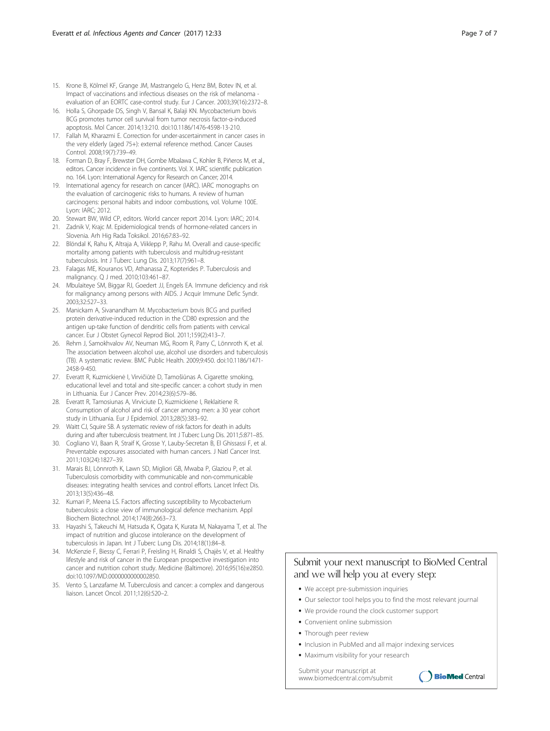15. Krone B, Kölmel KF, Grange JM, Mastrangelo G, Henz BM, Botev IN, et al. Impact of vaccinations and infectious diseases on the risk of melanoma - evaluation of an EORTC case-control study. Eur J Cancer. 2003;39(16):2372–8.
16. Holla S, Ghorpade DS, Singh V, Bansal K, Balaji KN. Mycobacterium bovis BCG promotes tumor cell survival from tumor necrosis factor-α-induced apoptosis. Mol Cancer. 2014;13:210. doi:10.1186/1476-4598-13-210.
17. Fallah M, Kharazmi E. Correction for under-ascertainment in cancer cases in the very elderly (aged 75+): external reference method. Cancer Causes Control. 2008;19(7):739–49.
18. Forman D, Bray F, Brewster DH, Gombe Mbalawa C, Kohler B, Piñeros M, et al., editors. Cancer incidence in five continents. Vol. X. IARC scientific publication no. 164. Lyon: International Agency for Research on Cancer; 2014.
19. International agency for research on cancer (IARC). IARC monographs on the evaluation of carcinogenic risks to humans. A review of human carcinogens: personal habits and indoor combustions, vol. Volume 100E. Lyon: IARC; 2012.
20. Stewart BW, Wild CP, editors. World cancer report 2014. Lyon: IARC; 2014.
21. Zadnik V, Krajc M. Epidemiological trends of hormone-related cancers in Slovenia. Arh Hig Rada Toksikol. 2016;67:83–92.
22. Blöndal K, Rahu K, Altraja A, Viiklepp P, Rahu M. Overall and cause-specific mortality among patients with tuberculosis and multidrug-resistant tuberculosis. Int J Tuberc Lung Dis. 2013;17(7):961–8.
23. Falagas ME, Kouranos VD, Athanassa Z, Kopterides P. Tuberculosis and malignancy. Q J med. 2010;103:461–87.
24. Mbulaiteye SM, Biggar RJ, Goedert JJ, Engels EA. Immune deficiency and risk for malignancy among persons with AIDS. J Acquir Immune Defic Syndr. 2003;32:527–33.
25. Manickam A, Sivanandham M. Mycobacterium bovis BCG and purified protein derivative-induced reduction in the CD80 expression and the antigen up-take function of dendritic cells from patients with cervical cancer. Eur J Obstet Gynecol Reprod Biol. 2011;159(2):413–7.
26. Rehm J, Samokhvalov AV, Neuman MG, Room R, Parry C, Lönnroth K, et al. The association between alcohol use, alcohol use disorders and tuberculosis (TB). A systematic review. BMC Public Health. 2009;9:450. doi:10.1186/1471-2458-9-450.
27. Everatt R, Kuzmickienė I, Virvičiūtė D, Tamošiūnas A. Cigarette smoking, educational level and total and site-specific cancer: a cohort study in men in Lithuania. Eur J Cancer Prev. 2014;23(6):579–86.
28. Everatt R, Tamosiunas A, Virviciute D, Kuzmickiene I, Reklaitiene R. Consumption of alcohol and risk of cancer among men: a 30 year cohort study in Lithuania. Eur J Epidemiol. 2013;28(5):383–92.
29. Waitt CJ, Squire SB. A systematic review of risk factors for death in adults during and after tuberculosis treatment. Int J Tuberc Lung Dis. 2011;5:871–85.
30. Cogliano VJ, Baan R, Straif K, Grosse Y, Lauby-Secretan B, El Ghissassi F, et al. Preventable exposures associated with human cancers. J Natl Cancer Inst. 2011;103(24):1827–39.
31. Marais BJ, Lönnroth K, Lawn SD, Migliori GB, Mwaba P, Glaziou P, et al. Tuberculosis comorbidity with communicable and non-communicable diseases: integrating health services and control efforts. Lancet Infect Dis. 2013;13(5):436–48.
32. Kumari P, Meena LS. Factors affecting susceptibility to Mycobacterium tuberculosis: a close view of immunological defence mechanism. Appl Biochem Biotechnol. 2014;174(8):2663–73.
33. Hayashi S, Takeuchi M, Hatsuda K, Ogata K, Kurata M, Nakayama T, et al. The impact of nutrition and glucose intolerance on the development of tuberculosis in Japan. Int J Tuberc Lung Dis. 2014;18(1):84–8.
34. McKenzie F, Biessy C, Ferrari P, Freisling H, Rinaldi S, Chajès V, et al. Healthy lifestyle and risk of cancer in the European prospective investigation into cancer and nutrition cohort study. Medicine (Baltimore). 2016;95(16):e2850. doi:10.1097/MD.0000000000002850.
35. Vento S, Lanzafame M. Tuberculosis and cancer: a complex and dangerous liaison. Lancet Oncol. 2011;12(6):520–2.